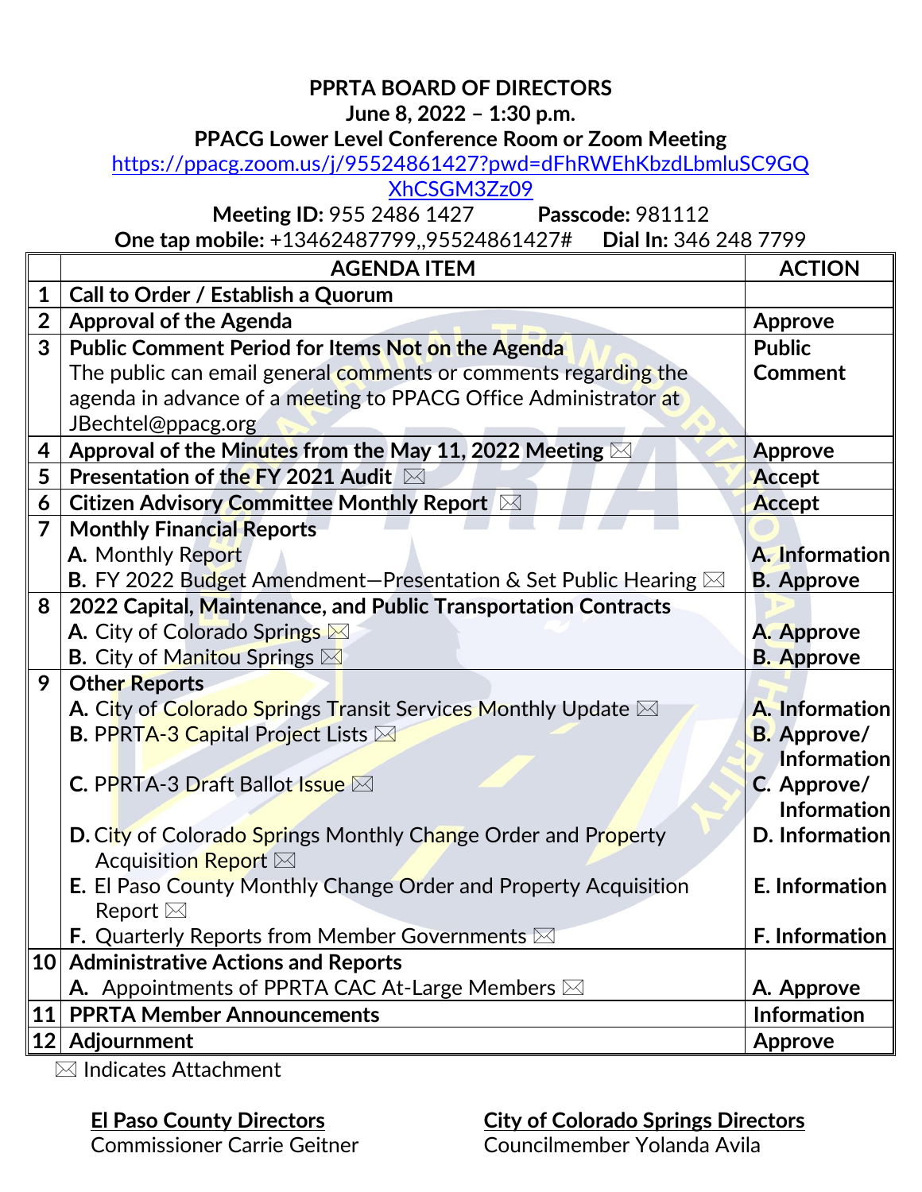**PPRTA BOARD OF DIRECTORS**
**June 8, 2022 – 1:30 p.m.**
**PPACG Lower Level Conference Room or Zoom Meeting**

https://ppacg.zoom.us/j/95524861427?pwd=dFhRWEhKbzdLbmluSC9GQXhCSGM3Zz09

**Meeting ID:** 955 2486 1427 **Passcode:** 981112
**One tap mobile:** +13462487799,,95524861427# **Dial In:** 346 248 7799

| | AGENDA ITEM | ACTION |
|---|---|---|
| 1 | **Call to Order / Establish a Quorum** | |
| 2 | **Approval of the Agenda** | **Approve** |
| 3 | **Public Comment Period for Items Not on the Agenda**<br>The public can email general comments or comments regarding the agenda in advance of a meeting to PPACG Office Administrator at JBechtel@ppacg.org | **Public Comment** |
| 4 | **Approval of the Minutes from the May 11, 2022 Meeting** ✉ | **Approve** |
| 5 | **Presentation of the FY 2021 Audit** ✉ | **Accept** |
| 6 | **Citizen Advisory Committee Monthly Report** ✉ | **Accept** |
| 7 | **Monthly Financial Reports**<br>**A.** Monthly Report<br>**B.** FY 2022 Budget Amendment—Presentation & Set Public Hearing ✉ | <br>**A. Information**<br>**B. Approve** |
| 8 | **2022 Capital, Maintenance, and Public Transportation Contracts**<br>**A.** City of Colorado Springs ✉<br>**B.** City of Manitou Springs ✉ | <br>**A. Approve**<br>**B. Approve** |
| 9 | **Other Reports**<br>**A.** City of Colorado Springs Transit Services Monthly Update ✉<br>**B.** PPRTA-3 Capital Project Lists ✉<br>**C.** PPRTA-3 Draft Ballot Issue ✉<br>**D.** City of Colorado Springs Monthly Change Order and Property Acquisition Report ✉<br>**E.** El Paso County Monthly Change Order and Property Acquisition Report ✉<br>**F.** Quarterly Reports from Member Governments ✉ | <br>**A. Information**<br>**B. Approve/ Information**<br>**C. Approve/ Information**<br>**D. Information**<br>**E. Information**<br>**F. Information** |
| 10 | **Administrative Actions and Reports**<br>**A.** Appointments of PPRTA CAC At-Large Members ✉ | <br>**A. Approve** |
| 11 | **PPRTA Member Announcements** | **Information** |
| 12 | **Adjournment** | **Approve** |

✉ Indicates Attachment

**El Paso County Directors**
Commissioner Carrie Geitner

**City of Colorado Springs Directors**
Councilmember Yolanda Avila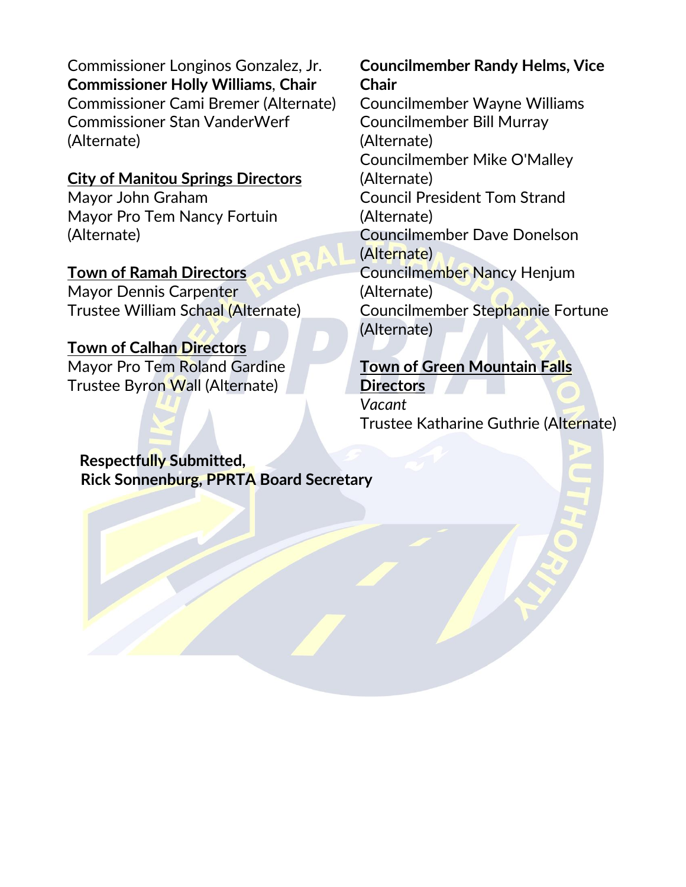Commissioner Longinos Gonzalez, Jr.
**Commissioner Holly Williams, Chair**
Commissioner Cami Bremer (Alternate)
Commissioner Stan VanderWerf (Alternate)

**City of Manitou Springs Directors**

Mayor John Graham
Mayor Pro Tem Nancy Fortuin (Alternate)

**Town of Ramah Directors**

Mayor Dennis Carpenter
Trustee William Schaal (Alternate)

**Town of Calhan Directors**

Mayor Pro Tem Roland Gardine
Trustee Byron Wall (Alternate)

**Councilmember Randy Helms, Vice Chair**
Councilmember Wayne Williams
Councilmember Bill Murray (Alternate)
Councilmember Mike O'Malley (Alternate)
Council President Tom Strand (Alternate)
Councilmember Dave Donelson (Alternate)
Councilmember Nancy Henjum (Alternate)
Councilmember Stephannie Fortune (Alternate)

**Town of Green Mountain Falls Directors**

*Vacant*
Trustee Katharine Guthrie (Alternate)

**Respectfully Submitted,**
**Rick Sonnenburg, PPRTA Board Secretary**